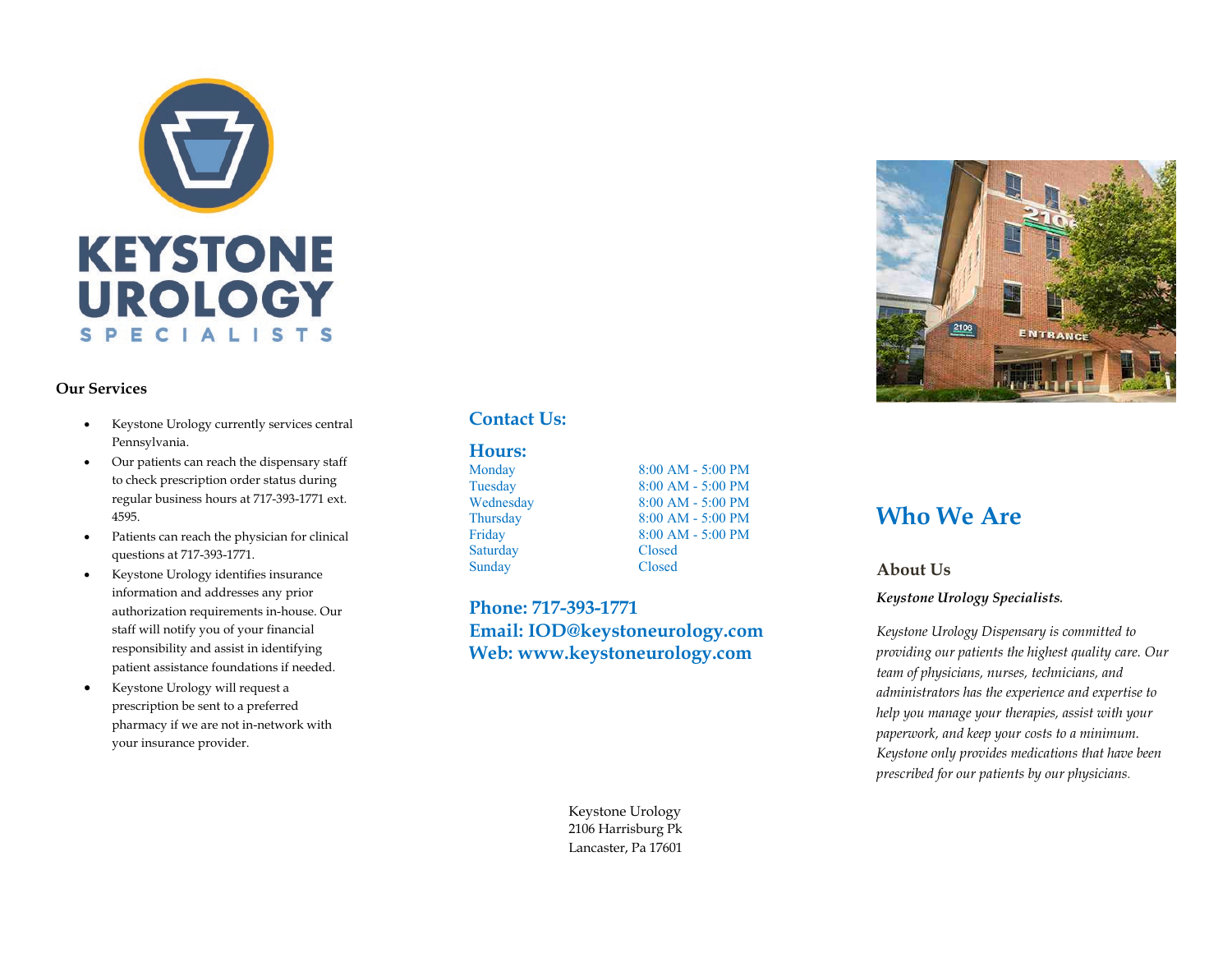# KEYSTONE UROLOGY SPECIALISTS

### Our Services

- Keystone Urology currently services central Pennsylvania.
- Our patients can reach the dispensary staff to check prescription order status during regular business hours at 717-393-1771 ext. 4595.
- Patients can reach the physician for clinical questions at 717-393-1771.
- Keystone Urology identifies insurance information and addresses any prior authorization requirements in-house. Our staff will notify you of your financial responsibility and assist in identifying patient assistance foundations if needed.
- Keystone Urology will request a prescription be sent to a preferred pharmacy if we are not in-network with your insurance provider.

## Contact Us:

### Hours:

| | |
|---|---|
| Monday | 8:00 AM - 5:00 PM |
| Tuesday | 8:00 AM - 5:00 PM |
| Wednesday | 8:00 AM - 5:00 PM |
| Thursday | 8:00 AM - 5:00 PM |
| Friday | 8:00 AM - 5:00 PM |
| Saturday | Closed |
| Sunday | Closed |

**Phone: 717-393-1771**
**Email: IOD@keystoneurology.com**
**Web: www.keystoneurology.com**

Keystone Urology
2106 Harrisburg Pk
Lancaster, Pa 17601

# Who We Are

### About Us

***Keystone Urology Specialists.***

*Keystone Urology Dispensary is committed to providing our patients the highest quality care. Our team of physicians, nurses, technicians, and administrators has the experience and expertise to help you manage your therapies, assist with your paperwork, and keep your costs to a minimum. Keystone only provides medications that have been prescribed for our patients by our physicians.*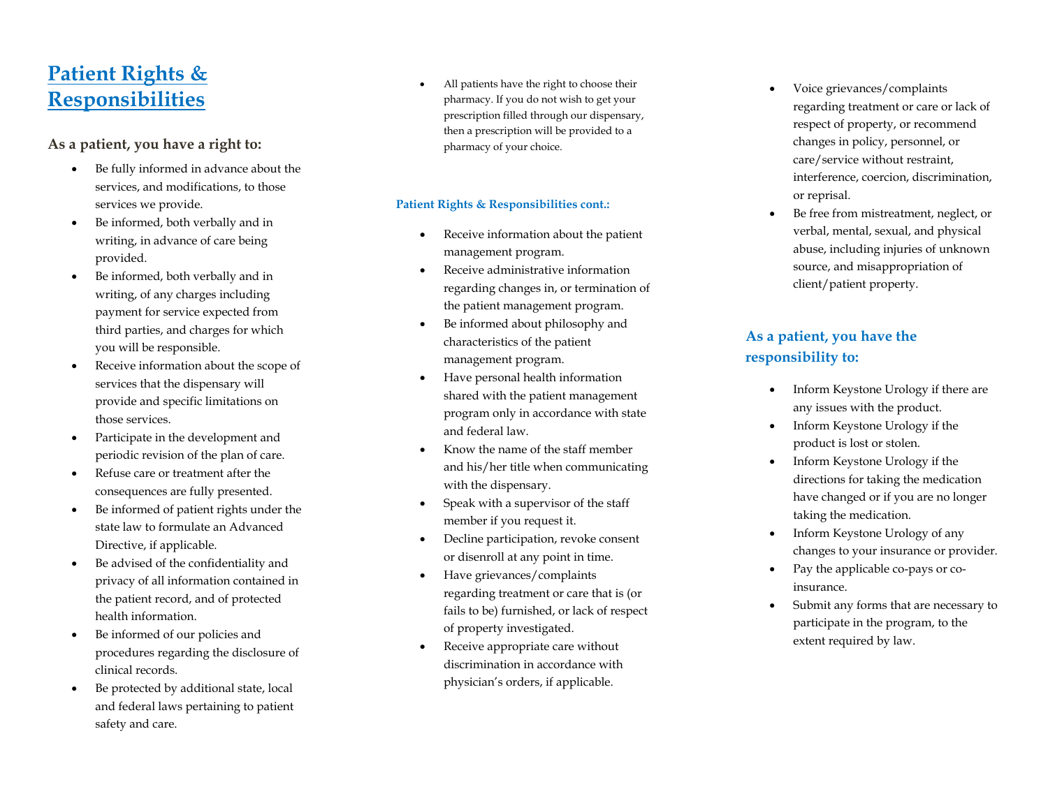# Patient Rights & Responsibilities

### As a patient, you have a right to:

- Be fully informed in advance about the services, and modifications, to those services we provide.
- Be informed, both verbally and in writing, in advance of care being provided.
- Be informed, both verbally and in writing, of any charges including payment for service expected from third parties, and charges for which you will be responsible.
- Receive information about the scope of services that the dispensary will provide and specific limitations on those services.
- Participate in the development and periodic revision of the plan of care.
- Refuse care or treatment after the consequences are fully presented.
- Be informed of patient rights under the state law to formulate an Advanced Directive, if applicable.
- Be advised of the confidentiality and privacy of all information contained in the patient record, and of protected health information.
- Be informed of our policies and procedures regarding the disclosure of clinical records.
- Be protected by additional state, local and federal laws pertaining to patient safety and care.
- All patients have the right to choose their pharmacy. If you do not wish to get your prescription filled through our dispensary, then a prescription will be provided to a pharmacy of your choice.

#### Patient Rights & Responsibilities cont.:

- Receive information about the patient management program.
- Receive administrative information regarding changes in, or termination of the patient management program.
- Be informed about philosophy and characteristics of the patient management program.
- Have personal health information shared with the patient management program only in accordance with state and federal law.
- Know the name of the staff member and his/her title when communicating with the dispensary.
- Speak with a supervisor of the staff member if you request it.
- Decline participation, revoke consent or disenroll at any point in time.
- Have grievances/complaints regarding treatment or care that is (or fails to be) furnished, or lack of respect of property investigated.
- Receive appropriate care without discrimination in accordance with physician's orders, if applicable.
- Voice grievances/complaints regarding treatment or care or lack of respect of property, or recommend changes in policy, personnel, or care/service without restraint, interference, coercion, discrimination, or reprisal.
- Be free from mistreatment, neglect, or verbal, mental, sexual, and physical abuse, including injuries of unknown source, and misappropriation of client/patient property.

### As a patient, you have the responsibility to:

- Inform Keystone Urology if there are any issues with the product.
- Inform Keystone Urology if the product is lost or stolen.
- Inform Keystone Urology if the directions for taking the medication have changed or if you are no longer taking the medication.
- Inform Keystone Urology of any changes to your insurance or provider.
- Pay the applicable co-pays or co-insurance.
- Submit any forms that are necessary to participate in the program, to the extent required by law.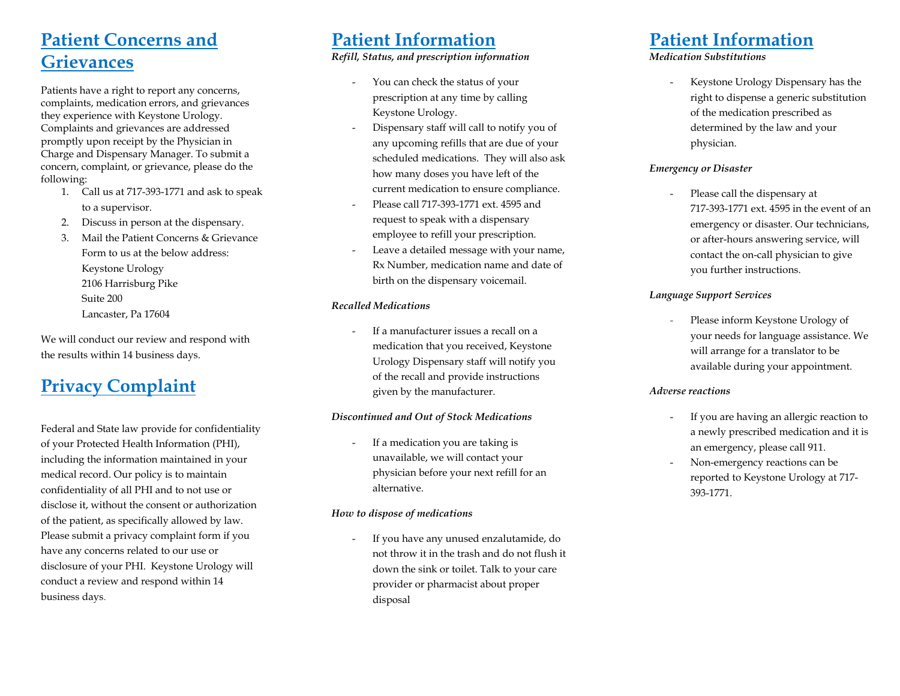# Patient Concerns and Grievances

Patients have a right to report any concerns, complaints, medication errors, and grievances they experience with Keystone Urology. Complaints and grievances are addressed promptly upon receipt by the Physician in Charge and Dispensary Manager. To submit a concern, complaint, or grievance, please do the following:

1. Call us at 717-393-1771 and ask to speak to a supervisor.
2. Discuss in person at the dispensary.
3. Mail the Patient Concerns & Grievance Form to us at the below address:
   Keystone Urology
   2106 Harrisburg Pike
   Suite 200
   Lancaster, Pa 17604

We will conduct our review and respond with the results within 14 business days.

# Privacy Complaint

Federal and State law provide for confidentiality of your Protected Health Information (PHI), including the information maintained in your medical record. Our policy is to maintain confidentiality of all PHI and to not use or disclose it, without the consent or authorization of the patient, as specifically allowed by law. Please submit a privacy complaint form if you have any concerns related to our use or disclosure of your PHI. Keystone Urology will conduct a review and respond within 14 business days.

# Patient Information

***Refill, Status, and prescription information***

- You can check the status of your prescription at any time by calling Keystone Urology.
- Dispensary staff will call to notify you of any upcoming refills that are due of your scheduled medications. They will also ask how many doses you have left of the current medication to ensure compliance.
- Please call 717-393-1771 ext. 4595 and request to speak with a dispensary employee to refill your prescription.
- Leave a detailed message with your name, Rx Number, medication name and date of birth on the dispensary voicemail.

***Recalled Medications***

- If a manufacturer issues a recall on a medication that you received, Keystone Urology Dispensary staff will notify you of the recall and provide instructions given by the manufacturer.

***Discontinued and Out of Stock Medications***

- If a medication you are taking is unavailable, we will contact your physician before your next refill for an alternative.

***How to dispose of medications***

- If you have any unused enzalutamide, do not throw it in the trash and do not flush it down the sink or toilet. Talk to your care provider or pharmacist about proper disposal

# Patient Information

***Medication Substitutions***

- Keystone Urology Dispensary has the right to dispense a generic substitution of the medication prescribed as determined by the law and your physician.

***Emergency or Disaster***

- Please call the dispensary at 717-393-1771 ext. 4595 in the event of an emergency or disaster. Our technicians, or after-hours answering service, will contact the on-call physician to give you further instructions.

***Language Support Services***

- Please inform Keystone Urology of your needs for language assistance. We will arrange for a translator to be available during your appointment.

***Adverse reactions***

- If you are having an allergic reaction to a newly prescribed medication and it is an emergency, please call 911.
- Non-emergency reactions can be reported to Keystone Urology at 717-393-1771.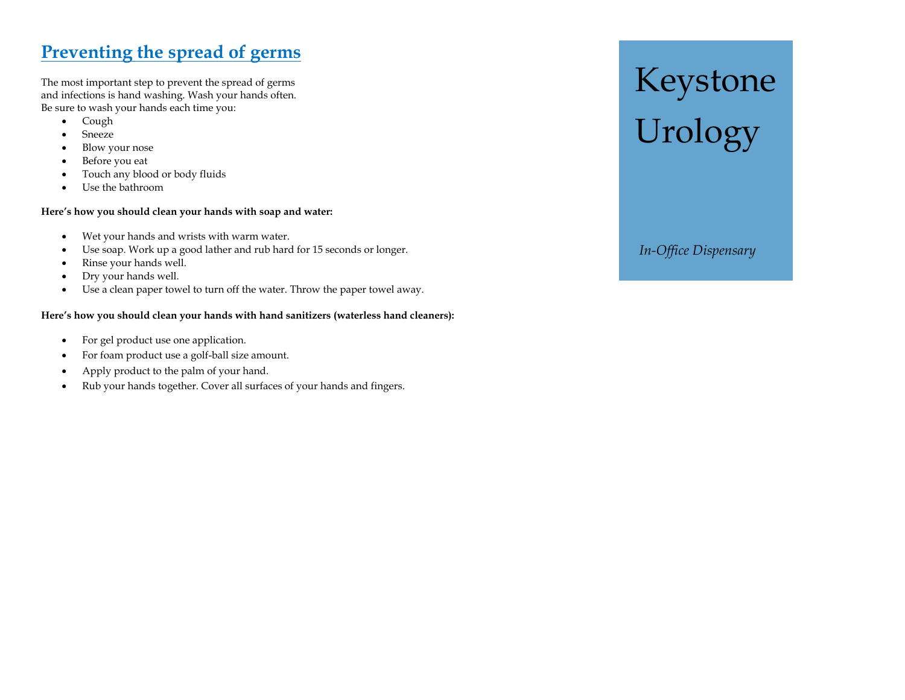## Preventing the spread of germs

The most important step to prevent the spread of germs and infections is hand washing. Wash your hands often. Be sure to wash your hands each time you:

- Cough
- Sneeze
- Blow your nose
- Before you eat
- Touch any blood or body fluids
- Use the bathroom

**Here's how you should clean your hands with soap and water:**

- Wet your hands and wrists with warm water.
- Use soap. Work up a good lather and rub hard for 15 seconds or longer.
- Rinse your hands well.
- Dry your hands well.
- Use a clean paper towel to turn off the water. Throw the paper towel away.

**Here's how you should clean your hands with hand sanitizers (waterless hand cleaners):**

- For gel product use one application.
- For foam product use a golf-ball size amount.
- Apply product to the palm of your hand.
- Rub your hands together. Cover all surfaces of your hands and fingers.

# Keystone Urology

*In-Office Dispensary*